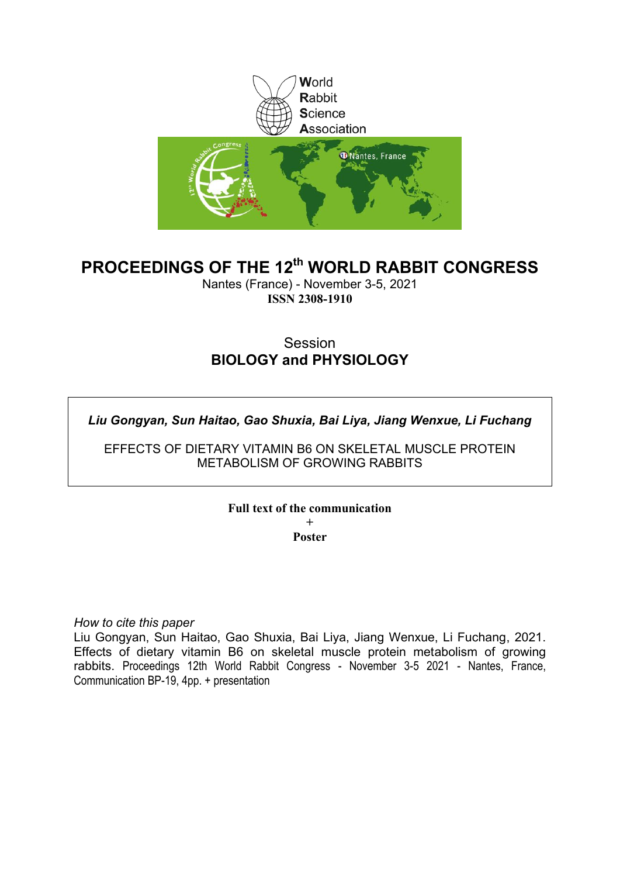World
Rabbit
Science
Association

# PROCEEDINGS OF THE 12th WORLD RABBIT CONGRESS

Nantes (France) - November 3-5, 2021

**ISSN 2308-1910**

## Session
## BIOLOGY and PHYSIOLOGY

***Liu Gongyan, Sun Haitao, Gao Shuxia, Bai Liya, Jiang Wenxue, Li Fuchang***

EFFECTS OF DIETARY VITAMIN B6 ON SKELETAL MUSCLE PROTEIN METABOLISM OF GROWING RABBITS

**Full text of the communication**

**+**

**Poster**

*How to cite this paper*

Liu Gongyan, Sun Haitao, Gao Shuxia, Bai Liya, Jiang Wenxue, Li Fuchang, 2021. Effects of dietary vitamin B6 on skeletal muscle protein metabolism of growing rabbits. Proceedings 12th World Rabbit Congress - November 3-5 2021 - Nantes, France, Communication BP-19, 4pp. + presentation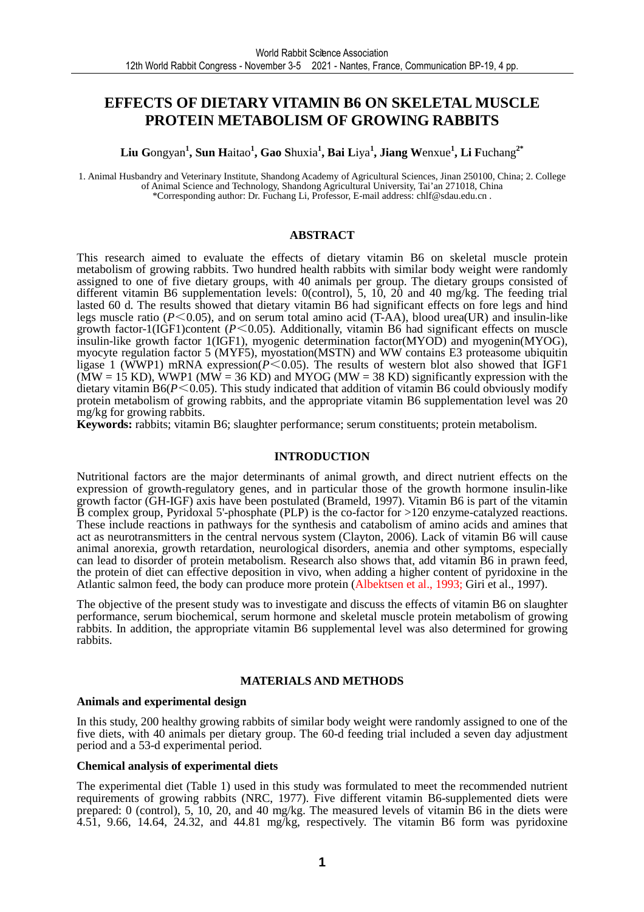# EFFECTS OF DIETARY VITAMIN B6 ON SKELETAL MUSCLE PROTEIN METABOLISM OF GROWING RABBITS

**Liu G**ongyan[1], **Sun H**aitao[1], **Gao S**huxia[1], **Bai L**iya[1], **Jiang W**enxue[1], **Li F**uchang[2*]

1. Animal Husbandry and Veterinary Institute, Shandong Academy of Agricultural Sciences, Jinan 250100, China; 2. College of Animal Science and Technology, Shandong Agricultural University, Tai'an 271018, China
*Corresponding author: Dr. Fuchang Li, Professor, E-mail address: chlf@sdau.edu.cn .

## ABSTRACT

This research aimed to evaluate the effects of dietary vitamin B6 on skeletal muscle protein metabolism of growing rabbits. Two hundred health rabbits with similar body weight were randomly assigned to one of five dietary groups, with 40 animals per group. The dietary groups consisted of different vitamin B6 supplementation levels: 0(control), 5, 10, 20 and 40 mg/kg. The feeding trial lasted 60 d. The results showed that dietary vitamin B6 had significant effects on fore legs and hind legs muscle ratio ($P<0.05$), and on serum total amino acid (T-AA), blood urea(UR) and insulin-like growth factor-1(IGF1)content ($P<0.05$). Additionally, vitamin B6 had significant effects on muscle insulin-like growth factor 1(IGF1), myogenic determination factor(MYOD) and myogenin(MYOG), myocyte regulation factor 5 (MYF5), myostation(MSTN) and WW contains E3 proteasome ubiquitin ligase 1 (WWP1) mRNA expression($P<0.05$). The results of western blot also showed that IGF1 (MW = 15 KD), WWP1 (MW = 36 KD) and MYOG (MW = 38 KD) significantly expression with the dietary vitamin B6($P<0.05$). This study indicated that addition of vitamin B6 could obviously modify protein metabolism of growing rabbits, and the appropriate vitamin B6 supplementation level was 20 mg/kg for growing rabbits.

**Keywords:** rabbits; vitamin B6; slaughter performance; serum constituents; protein metabolism.

## INTRODUCTION

Nutritional factors are the major determinants of animal growth, and direct nutrient effects on the expression of growth-regulatory genes, and in particular those of the growth hormone insulin-like growth factor (GH-IGF) axis have been postulated (Brameld, 1997). Vitamin B6 is part of the vitamin B complex group, Pyridoxal 5'-phosphate (PLP) is the co-factor for >120 enzyme-catalyzed reactions. These include reactions in pathways for the synthesis and catabolism of amino acids and amines that act as neurotransmitters in the central nervous system (Clayton, 2006). Lack of vitamin B6 will cause animal anorexia, growth retardation, neurological disorders, anemia and other symptoms, especially can lead to disorder of protein metabolism. Research also shows that, add vitamin B6 in prawn feed, the protein of diet can effective deposition in vivo, when adding a higher content of pyridoxine in the Atlantic salmon feed, the body can produce more protein (Albektsen et al., 1993; Giri et al., 1997).

The objective of the present study was to investigate and discuss the effects of vitamin B6 on slaughter performance, serum biochemical, serum hormone and skeletal muscle protein metabolism of growing rabbits. In addition, the appropriate vitamin B6 supplemental level was also determined for growing rabbits.

## MATERIALS AND METHODS

### Animals and experimental design

In this study, 200 healthy growing rabbits of similar body weight were randomly assigned to one of the five diets, with 40 animals per dietary group. The 60-d feeding trial included a seven day adjustment period and a 53-d experimental period.

### Chemical analysis of experimental diets

The experimental diet (Table 1) used in this study was formulated to meet the recommended nutrient requirements of growing rabbits (NRC, 1977). Five different vitamin B6-supplemented diets were prepared: 0 (control), 5, 10, 20, and 40 mg/kg. The measured levels of vitamin B6 in the diets were 4.51, 9.66, 14.64, 24.32, and 44.81 mg/kg, respectively. The vitamin B6 form was pyridoxine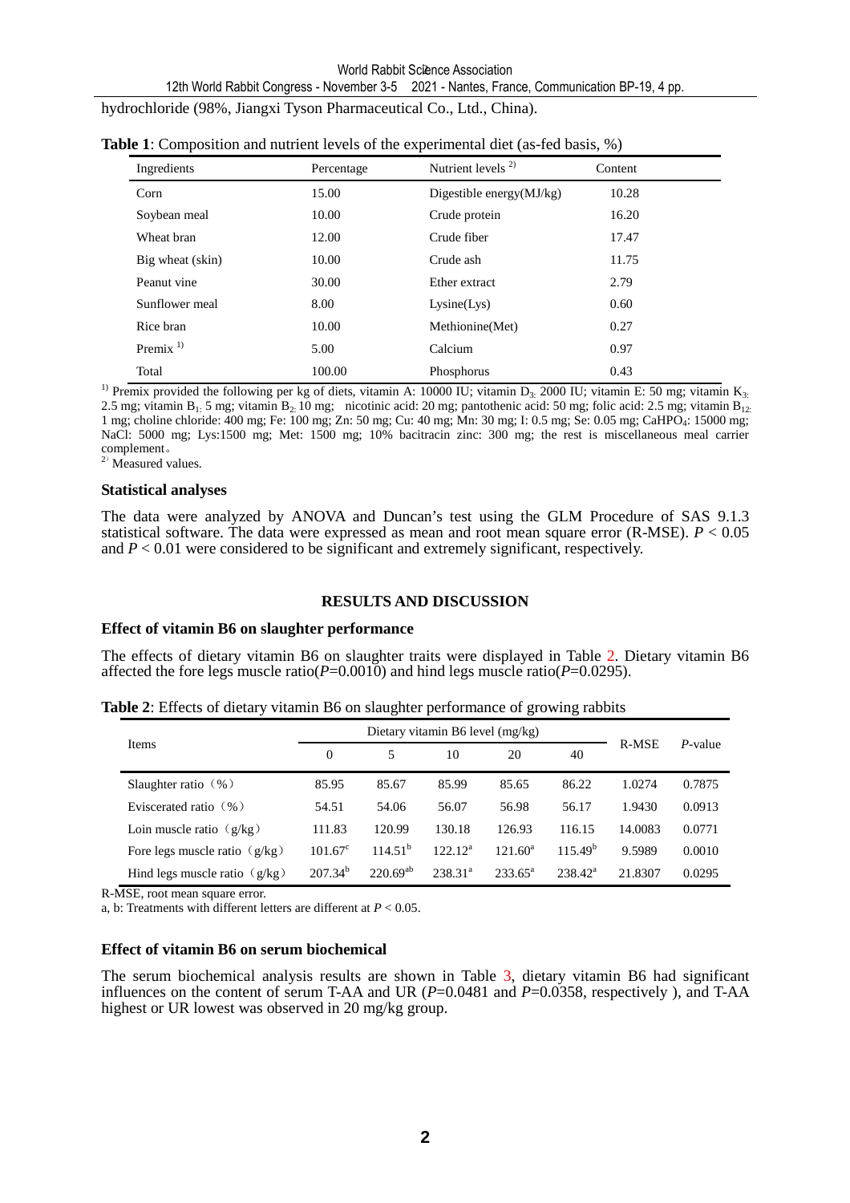hydrochloride (98%, Jiangxi Tyson Pharmaceutical Co., Ltd., China).

**Table 1**: Composition and nutrient levels of the experimental diet (as-fed basis, %)

| Ingredients | Percentage | Nutrient levels [2)] | Content |
|---|---|---|---|
| Corn | 15.00 | Digestible energy(MJ/kg) | 10.28 |
| Soybean meal | 10.00 | Crude protein | 16.20 |
| Wheat bran | 12.00 | Crude fiber | 17.47 |
| Big wheat (skin) | 10.00 | Crude ash | 11.75 |
| Peanut vine | 30.00 | Ether extract | 2.79 |
| Sunflower meal | 8.00 | Lysine(Lys) | 0.60 |
| Rice bran | 10.00 | Methionine(Met) | 0.27 |
| Premix [1)] | 5.00 | Calcium | 0.97 |
| Total | 100.00 | Phosphorus | 0.43 |

[1)] Premix provided the following per kg of diets, vitamin A: 10000 IU; vitamin $D_3$: 2000 IU; vitamin E: 50 mg; vitamin $K_3$: 2.5 mg; vitamin $B_1$: 5 mg; vitamin $B_2$: 10 mg; nicotinic acid: 20 mg; pantothenic acid: 50 mg; folic acid: 2.5 mg; vitamin $B_{12}$: 1 mg; choline chloride: 400 mg; Fe: 100 mg; Zn: 50 mg; Cu: 40 mg; Mn: 30 mg; I: 0.5 mg; Se: 0.05 mg; $CaHPO_4$: 15000 mg; NaCl: 5000 mg; Lys:1500 mg; Met: 1500 mg; 10% bacitracin zinc: 300 mg; the rest is miscellaneous meal carrier complement。

[2)] Measured values.

**Statistical analyses**

The data were analyzed by ANOVA and Duncan's test using the GLM Procedure of SAS 9.1.3 statistical software. The data were expressed as mean and root mean square error (R-MSE). $P < 0.05$ and $P < 0.01$ were considered to be significant and extremely significant, respectively.

## RESULTS AND DISCUSSION

**Effect of vitamin B6 on slaughter performance**

The effects of dietary vitamin B6 on slaughter traits were displayed in Table 2. Dietary vitamin B6 affected the fore legs muscle ratio($P$=0.0010) and hind legs muscle ratio($P$=0.0295).

**Table 2**: Effects of dietary vitamin B6 on slaughter performance of growing rabbits

| Items | Dietary vitamin B6 level (mg/kg) | | | | | R-MSE | $P$-value |
|---|---|---|---|---|---|---|---|
| | 0 | 5 | 10 | 20 | 40 | | |
| Slaughter ratio（%） | 85.95 | 85.67 | 85.99 | 85.65 | 86.22 | 1.0274 | 0.7875 |
| Eviscerated ratio（%） | 54.51 | 54.06 | 56.07 | 56.98 | 56.17 | 1.9430 | 0.0913 |
| Loin muscle ratio（g/kg） | 111.83 | 120.99 | 130.18 | 126.93 | 116.15 | 14.0083 | 0.0771 |
| Fore legs muscle ratio（g/kg） | $101.67^{c}$ | $114.51^{b}$ | $122.12^{a}$ | $121.60^{a}$ | $115.49^{b}$ | 9.5989 | 0.0010 |
| Hind legs muscle ratio（g/kg） | $207.34^{b}$ | $220.69^{ab}$ | $238.31^{a}$ | $233.65^{a}$ | $238.42^{a}$ | 21.8307 | 0.0295 |

R-MSE, root mean square error.

a, b: Treatments with different letters are different at $P < 0.05$.

**Effect of vitamin B6 on serum biochemical**

The serum biochemical analysis results are shown in Table 3, dietary vitamin B6 had significant influences on the content of serum T-AA and UR ($P$=0.0481 and $P$=0.0358, respectively ), and T-AA highest or UR lowest was observed in 20 mg/kg group.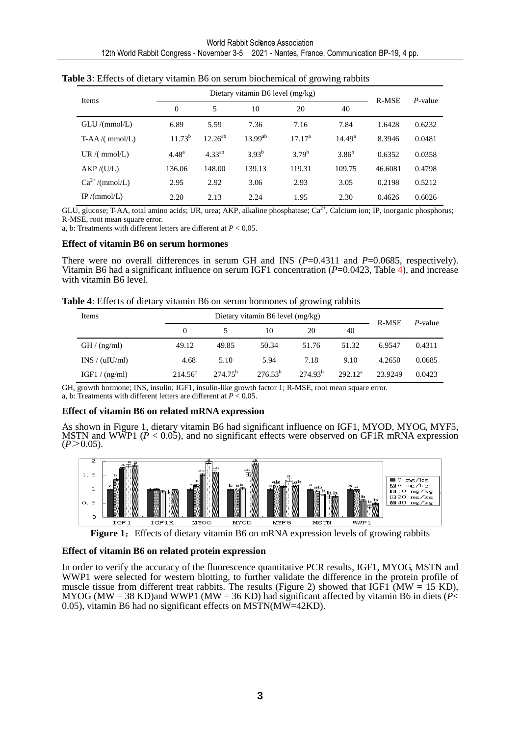**Table 3**: Effects of dietary vitamin B6 on serum biochemical of growing rabbits

| Items | Dietary vitamin B6 level (mg/kg) | | | | | R-MSE | *P*-value |
|---|---|---|---|---|---|---|---|
| | 0 | 5 | 10 | 20 | 40 | | |
| GLU /(mmol/L) | 6.89 | 5.59 | 7.36 | 7.16 | 7.84 | 1.6428 | 0.6232 |
| T-AA /( mmol/L) | $11.73^{b}$ | $12.26^{ab}$ | $13.99^{ab}$ | $17.17^{a}$ | $14.49^{a}$ | 8.3946 | 0.0481 |
| UR /( mmol/L) | $4.48^{a}$ | $4.33^{ab}$ | $3.93^{b}$ | $3.79^{b}$ | $3.86^{b}$ | 0.6352 | 0.0358 |
| AKP /(U/L) | 136.06 | 148.00 | 139.13 | 119.31 | 109.75 | 46.6081 | 0.4798 |
| $Ca^{2+}$ /(mmol/L) | 2.95 | 2.92 | 3.06 | 2.93 | 3.05 | 0.2198 | 0.5212 |
| IP /(mmol/L) | 2.20 | 2.13 | 2.24 | 1.95 | 2.30 | 0.4626 | 0.6026 |

GLU, glucose; T-AA, total amino acids; UR, urea; AKP, alkaline phosphatase; $Ca^{2+}$, Calcium ion; IP, inorganic phosphorus; R-MSE, root mean square error.
a, b: Treatments with different letters are different at $P < 0.05$.

### Effect of vitamin B6 on serum hormones

There were no overall differences in serum GH and INS ($P$=0.4311 and $P$=0.0685, respectively). Vitamin B6 had a significant influence on serum IGF1 concentration ($P$=0.0423, Table 4), and increase with vitamin B6 level.

**Table 4**: Effects of dietary vitamin B6 on serum hormones of growing rabbits

| Items | Dietary vitamin B6 level (mg/kg) | | | | | R-MSE | *P*-value |
|---|---|---|---|---|---|---|---|
| | 0 | 5 | 10 | 20 | 40 | | |
| GH / (ng/ml) | 49.12 | 49.85 | 50.34 | 51.76 | 51.32 | 6.9547 | 0.4311 |
| INS / (uIU/ml) | 4.68 | 5.10 | 5.94 | 7.18 | 9.10 | 4.2650 | 0.0685 |
| IGF1 / (ng/ml) | $214.56^{c}$ | $274.75^{b}$ | $276.53^{b}$ | $274.93^{b}$ | $292.12^{a}$ | 23.9249 | 0.0423 |

GH, growth hormone; INS, insulin; IGF1, insulin-like growth factor 1; R-MSE, root mean square error.
a, b: Treatments with different letters are different at $P < 0.05$.

### Effect of vitamin B6 on related mRNA expression

As shown in Figure 1, dietary vitamin B6 had significant influence on IGF1, MYOD, MYOG, MYF5, MSTN and WWP1 ($P < 0.05$), and no significant effects were observed on GF1R mRNA expression ($P$＞0.05).

**Figure 1**：Effects of dietary vitamin B6 on mRNA expression levels of growing rabbits

### Effect of vitamin B6 on related protein expression

In order to verify the accuracy of the fluorescence quantitative PCR results, IGF1, MYOG, MSTN and WWP1 were selected for western blotting, to further validate the difference in the protein profile of muscle tissue from different treat rabbits. The results (Figure 2) showed that IGF1 (MW = 15 KD), MYOG (MW = 38 KD)and WWP1 (MW = 36 KD) had significant affected by vitamin B6 in diets ($P$< 0.05), vitamin B6 had no significant effects on MSTN(MW=42KD).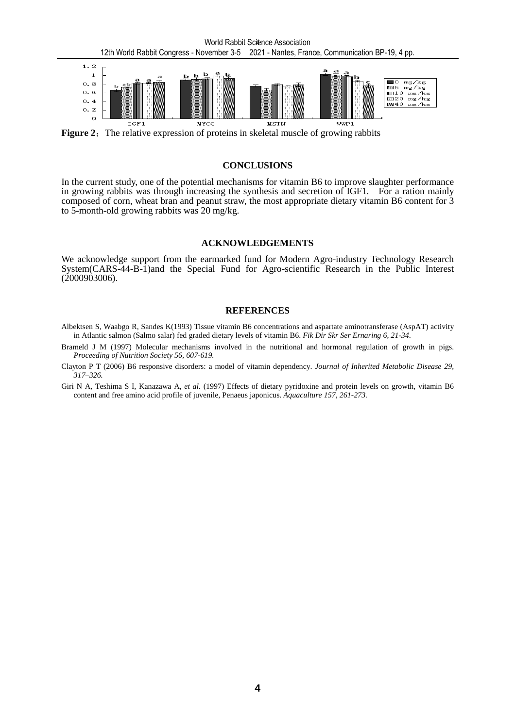**Figure 2**: The relative expression of proteins in skeletal muscle of growing rabbits

## CONCLUSIONS

In the current study, one of the potential mechanisms for vitamin B6 to improve slaughter performance in growing rabbits was through increasing the synthesis and secretion of IGF1. For a ration mainly composed of corn, wheat bran and peanut straw, the most appropriate dietary vitamin B6 content for 3 to 5-month-old growing rabbits was 20 mg/kg.

## ACKNOWLEDGEMENTS

We acknowledge support from the earmarked fund for Modern Agro-industry Technology Research System(CARS-44-B-1)and the Special Fund for Agro-scientific Research in the Public Interest (2000903006).

## REFERENCES

Albektsen S, Waabgo R, Sandes K(1993) Tissue vitamin B6 concentrations and aspartate aminotransferase (AspAT) activity in Atlantic salmon (Salmo salar) fed graded dietary levels of vitamin B6. *Fik Dir Skr Ser Ernaring 6, 21-34*.

Brameld J M (1997) Molecular mechanisms involved in the nutritional and hormonal regulation of growth in pigs. *Proceeding of Nutrition Society 56, 607-619.*

Clayton P T (2006) B6 responsive disorders: a model of vitamin dependency. *Journal of Inherited Metabolic Disease 29, 317–326.*

Giri N A, Teshima S I, Kanazawa A, *et al.* (1997) Effects of dietary pyridoxine and protein levels on growth, vitamin B6 content and free amino acid profile of juvenile, Penaeus japonicus. *Aquaculture 157, 261-273.*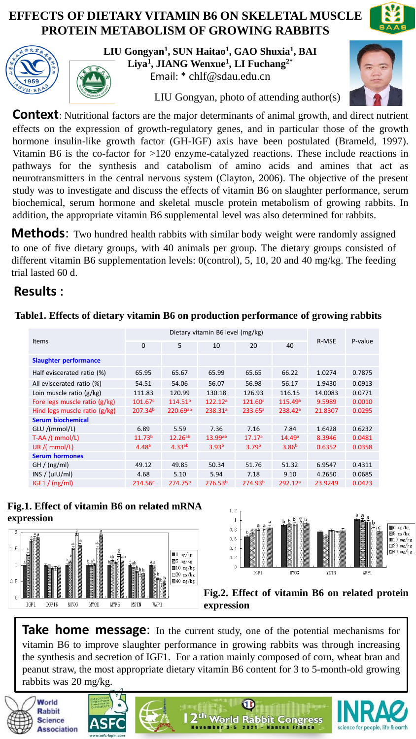# EFFECTS OF DIETARY VITAMIN B6 ON SKELETAL MUSCLE PROTEIN METABOLISM OF GROWING RABBITS

**LIU Gongyan[1], SUN Haitao[1], GAO Shuxia[1], BAI Liya[1], JIANG Wenxue[1], LI Fuchang[2*]**

Email: * chlf@sdau.edu.cn

LIU Gongyan, photo of attending author(s)

**Context**: Nutritional factors are the major determinants of animal growth, and direct nutrient effects on the expression of growth-regulatory genes, and in particular those of the growth hormone insulin-like growth factor (GH-IGF) axis have been postulated (Brameld, 1997). Vitamin B6 is the co-factor for >120 enzyme-catalyzed reactions. These include reactions in pathways for the synthesis and catabolism of amino acids and amines that act as neurotransmitters in the central nervous system (Clayton, 2006). The objective of the present study was to investigate and discuss the effects of vitamin B6 on slaughter performance, serum biochemical, serum hormone and skeletal muscle protein metabolism of growing rabbits. In addition, the appropriate vitamin B6 supplemental level was also determined for rabbits.

**Methods**: Two hundred health rabbits with similar body weight were randomly assigned to one of five dietary groups, with 40 animals per group. The dietary groups consisted of different vitamin B6 supplementation levels: 0(control), 5, 10, 20 and 40 mg/kg. The feeding trial lasted 60 d.

## Results:

**Table1. Effects of dietary vitamin B6 on production performance of growing rabbits**

| Items | Dietary vitamin B6 level (mg/kg) | | | | | R-MSE | P-value |
|---|---|---|---|---|---|---|---|
| | 0 | 5 | 10 | 20 | 40 | | |
| **Slaughter performance** | | | | | | | |
| Half eviscerated ratio (%) | 65.95 | 65.67 | 65.99 | 65.65 | 66.22 | 1.0274 | 0.7875 |
| All eviscerated ratio (%) | 54.51 | 54.06 | 56.07 | 56.98 | 56.17 | 1.9430 | 0.0913 |
| Loin muscle ratio (g/kg) | 111.83 | 120.99 | 130.18 | 126.93 | 116.15 | 14.0083 | 0.0771 |
| Fore legs muscle ratio (g/kg) | 101.67[c] | 114.51[b] | 122.12[a] | 121.60[a] | 115.49[b] | 9.5989 | 0.0010 |
| Hind legs muscle ratio (g/kg) | 207.34[b] | 220.69[ab] | 238.31[a] | 233.65[a] | 238.42[a] | 21.8307 | 0.0295 |
| **Serum biochemical** | | | | | | | |
| GLU /(mmol/L) | 6.89 | 5.59 | 7.36 | 7.16 | 7.84 | 1.6428 | 0.6232 |
| T-AA /( mmol/L) | 11.73[b] | 12.26[ab] | 13.99[ab] | 17.17[a] | 14.49[a] | 8.3946 | 0.0481 |
| UR /( mmol/L) | 4.48[a] | 4.33[ab] | 3.93[b] | 3.79[b] | 3.86[b] | 0.6352 | 0.0358 |
| **Serum hormones** | | | | | | | |
| GH / (ng/ml) | 49.12 | 49.85 | 50.34 | 51.76 | 51.32 | 6.9547 | 0.4311 |
| INS / (uIU/ml) | 4.68 | 5.10 | 5.94 | 7.18 | 9.10 | 4.2650 | 0.0685 |
| IGF1 / (ng/ml) | 214.56[c] | 274.75[b] | 276.53[b] | 274.93[b] | 292.12[a] | 23.9249 | 0.0423 |

**Fig.1. Effect of vitamin B6 on related mRNA expression**

IGF1 IGF1R MYOG MYOD MYF5 MSTN MAFbx
0 mg/kg, 5 mg/kg, 10 mg/kg, 20 mg/kg, 40 mg/kg

IGF1 MYOG MSTN MAFbx
0 mg/kg, 5 mg/kg, 10 mg/kg, 20 mg/kg, 40 mg/kg

**Fig.2. Effect of vitamin B6 on related protein expression**

**Take home message**: In the current study, one of the potential mechanisms for vitamin B6 to improve slaughter performance in growing rabbits was through increasing the synthesis and secretion of IGF1. For a ration mainly composed of corn, wheat bran and peanut straw, the most appropriate dietary vitamin B6 content for 3 to 5-month-old growing rabbits was 20 mg/kg.